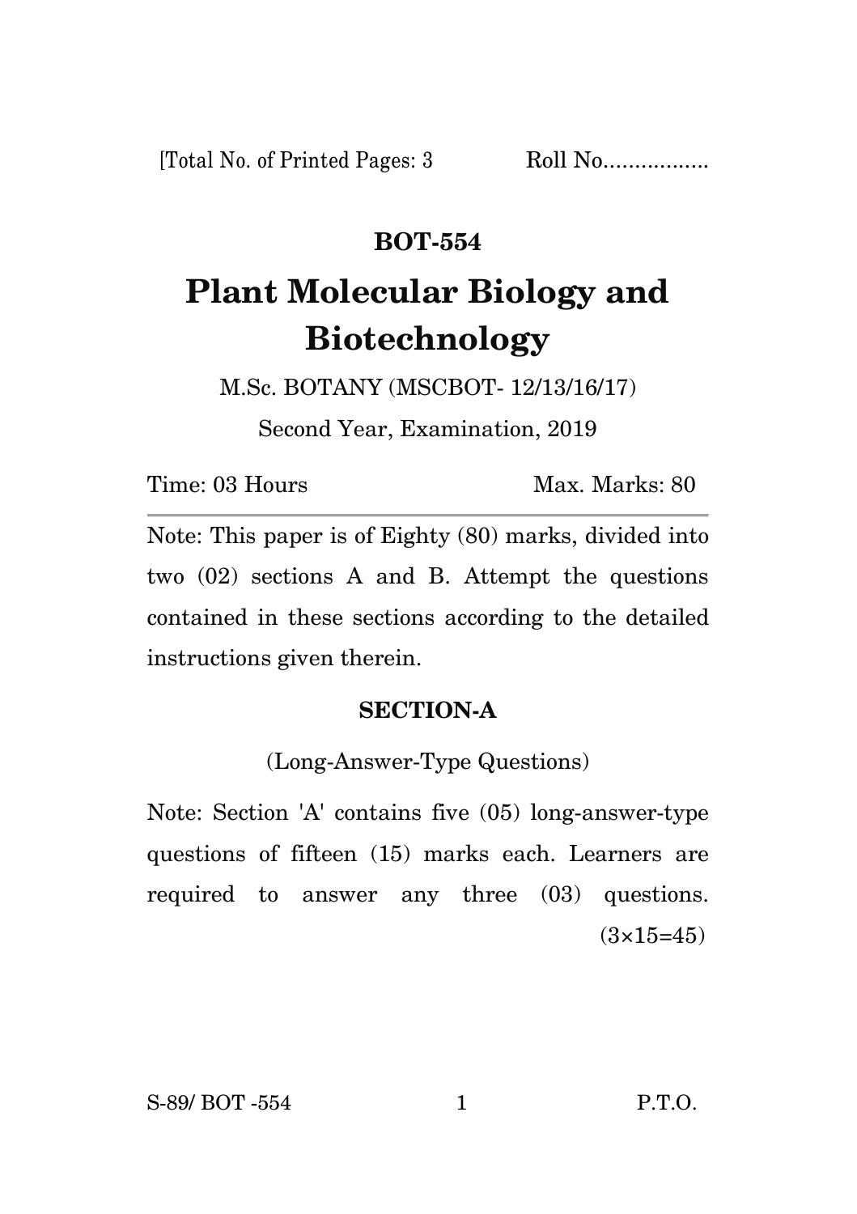[Total No. of Printed Pages: 3 Roll No.................

# BOT-554

# Plant Molecular Biology and Biotechnology

M.Sc. BOTANY (MSCBOT- 12/13/16/17)

Second Year, Examination, 2019

Time: 03 Hours Max. Marks: 80

---

Note: This paper is of Eighty (80) marks, divided into two (02) sections A and B. Attempt the questions contained in these sections according to the detailed instructions given therein.

## SECTION-A

(Long-Answer-Type Questions)

Note: Section 'A' contains five (05) long-answer-type questions of fifteen (15) marks each. Learners are required to answer any three (03) questions. (3×15=45)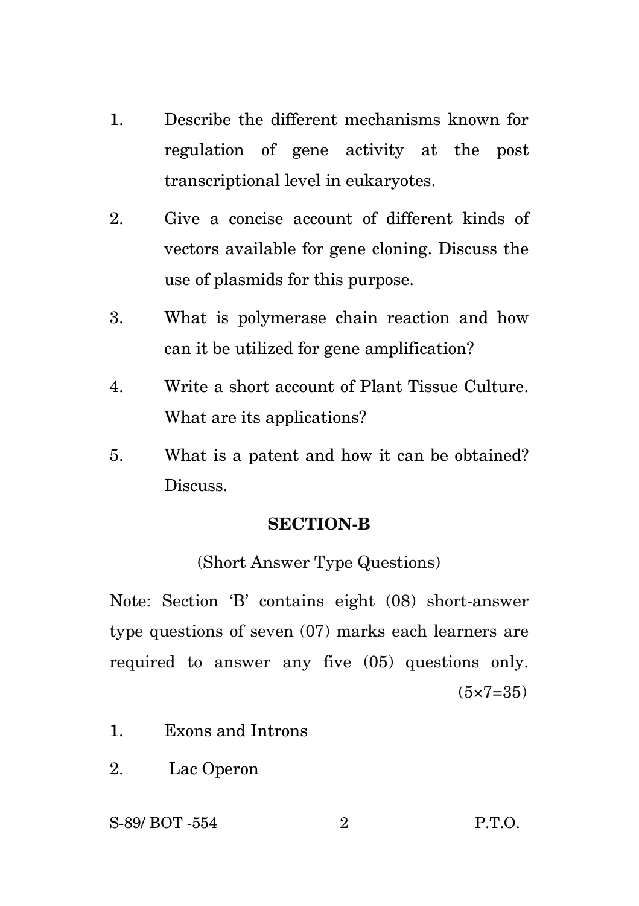1. Describe the different mechanisms known for regulation of gene activity at the post transcriptional level in eukaryotes.

2. Give a concise account of different kinds of vectors available for gene cloning. Discuss the use of plasmids for this purpose.

3. What is polymerase chain reaction and how can it be utilized for gene amplification?

4. Write a short account of Plant Tissue Culture. What are its applications?

5. What is a patent and how it can be obtained? Discuss.

## SECTION-B

(Short Answer Type Questions)

Note: Section 'B' contains eight (08) short-answer type questions of seven (07) marks each learners are required to answer any five (05) questions only. (5×7=35)

1. Exons and Introns

2. Lac Operon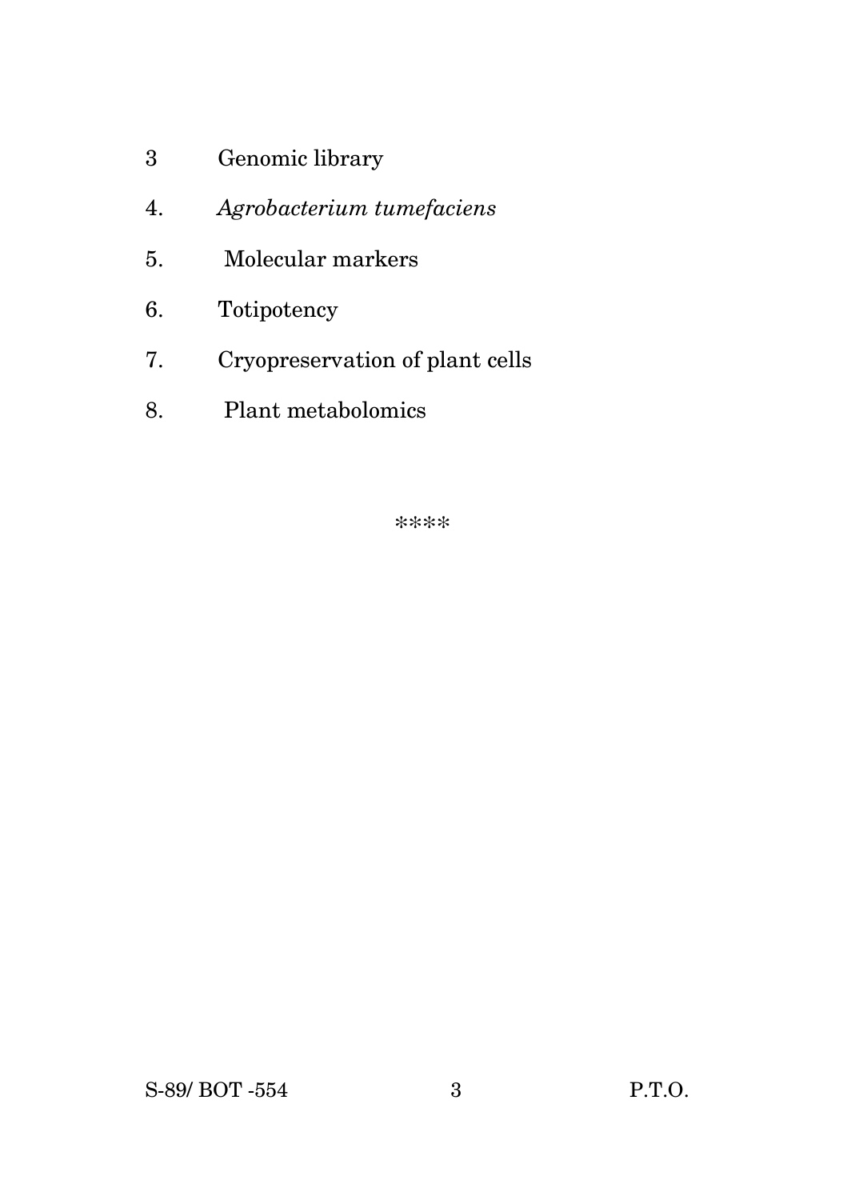3 Genomic library

4. *Agrobacterium tumefaciens*

5. Molecular markers

6. Totipotency

7. Cryopreservation of plant cells

8. Plant metabolomics

****